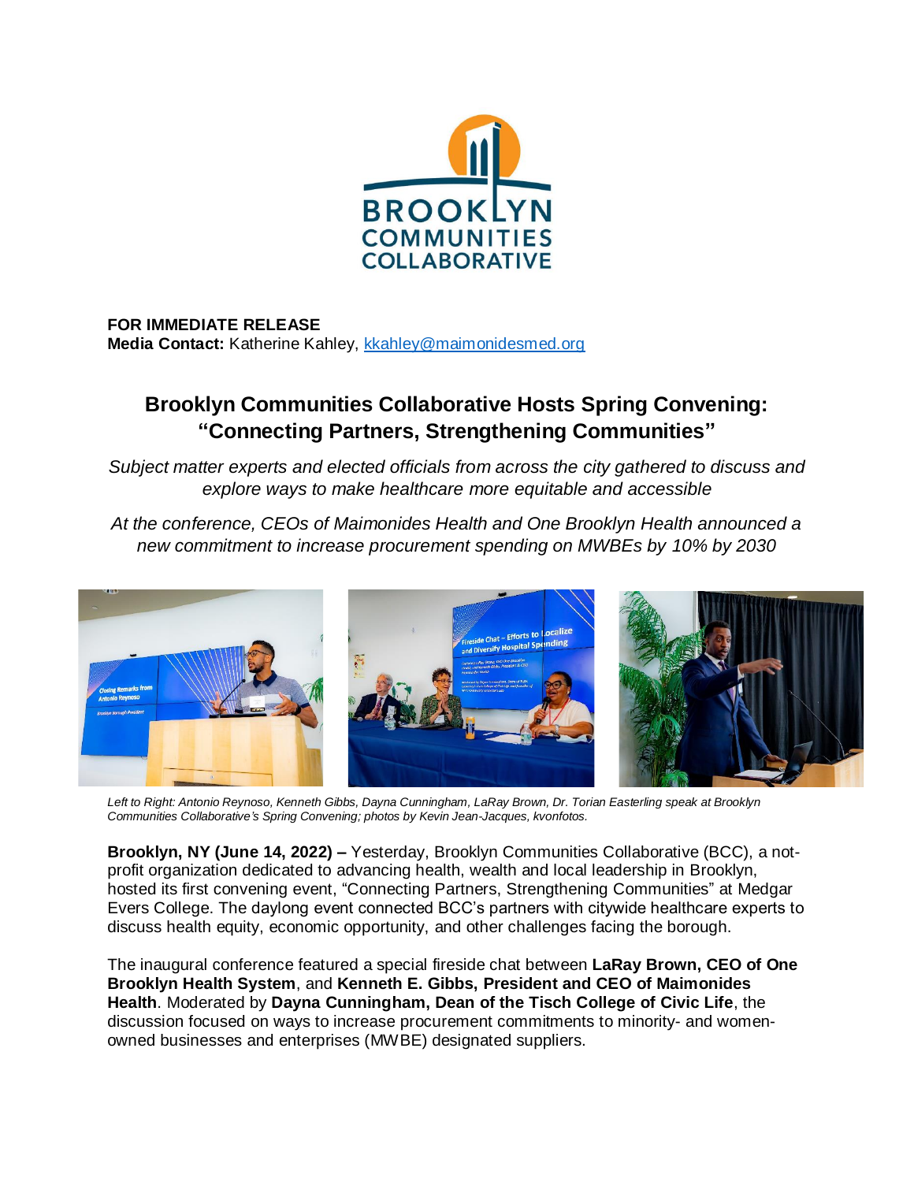**FOR IMMEDIATE RELEASE**
**Media Contact:** Katherine Kahley, kkahley@maimonidesmed.org

# Brooklyn Communities Collaborative Hosts Spring Convening: "Connecting Partners, Strengthening Communities"

*Subject matter experts and elected officials from across the city gathered to discuss and explore ways to make healthcare more equitable and accessible*

*At the conference, CEOs of Maimonides Health and One Brooklyn Health announced a new commitment to increase procurement spending on MWBEs by 10% by 2030*

*Left to Right: Antonio Reynoso, Kenneth Gibbs, Dayna Cunningham, LaRay Brown, Dr. Torian Easterling speak at Brooklyn Communities Collaborative's Spring Convening; photos by Kevin Jean-Jacques, kvonfotos.*

**Brooklyn, NY (June 14, 2022) –** Yesterday, Brooklyn Communities Collaborative (BCC), a not-profit organization dedicated to advancing health, wealth and local leadership in Brooklyn, hosted its first convening event, "Connecting Partners, Strengthening Communities" at Medgar Evers College. The daylong event connected BCC's partners with citywide healthcare experts to discuss health equity, economic opportunity, and other challenges facing the borough.

The inaugural conference featured a special fireside chat between **LaRay Brown, CEO of One Brooklyn Health System**, and **Kenneth E. Gibbs, President and CEO of Maimonides Health**. Moderated by **Dayna Cunningham, Dean of the Tisch College of Civic Life**, the discussion focused on ways to increase procurement commitments to minority- and women-owned businesses and enterprises (MWBE) designated suppliers.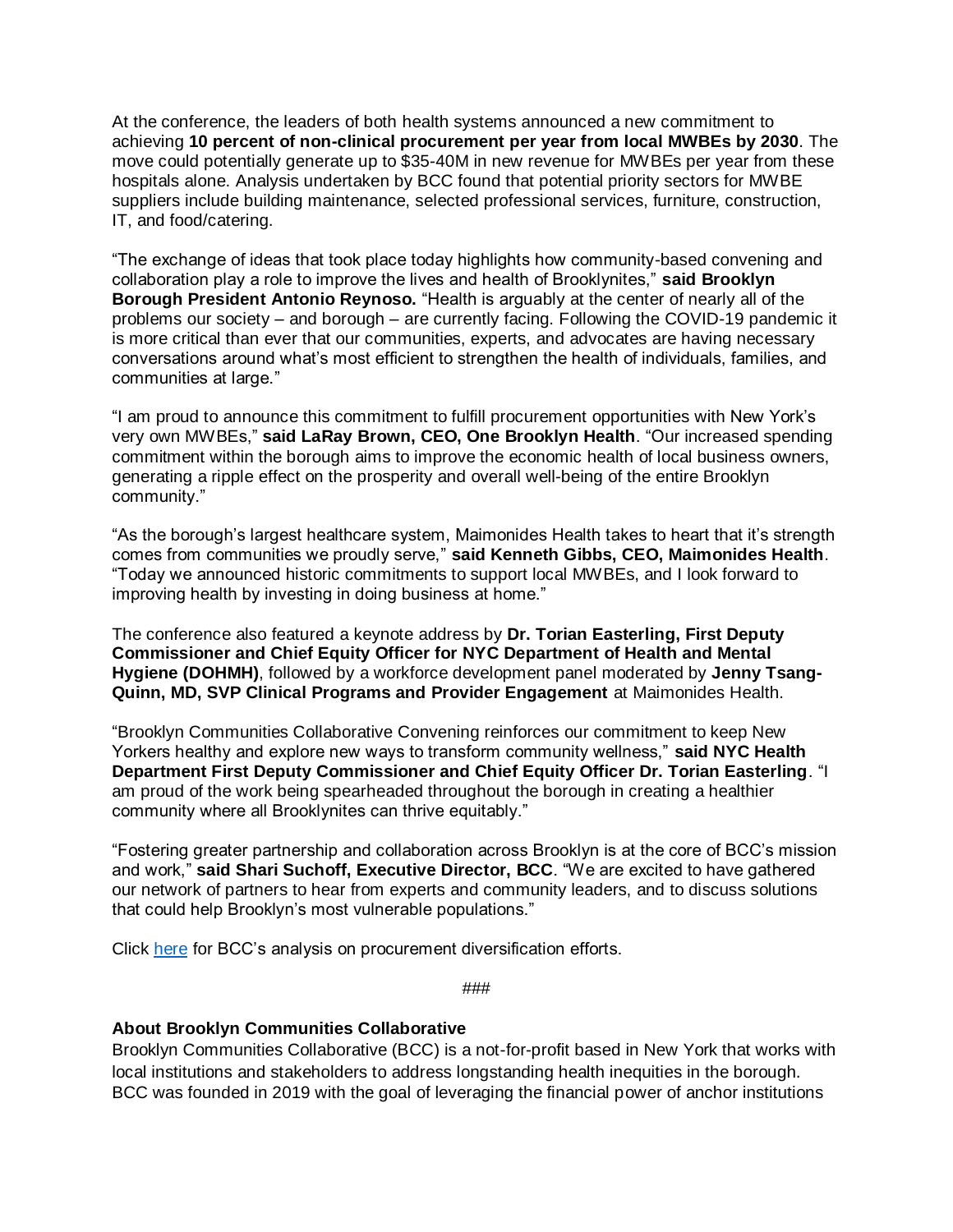At the conference, the leaders of both health systems announced a new commitment to achieving **10 percent of non-clinical procurement per year from local MWBEs by 2030**. The move could potentially generate up to $35-40M in new revenue for MWBEs per year from these hospitals alone. Analysis undertaken by BCC found that potential priority sectors for MWBE suppliers include building maintenance, selected professional services, furniture, construction, IT, and food/catering.

"The exchange of ideas that took place today highlights how community-based convening and collaboration play a role to improve the lives and health of Brooklynites," **said Brooklyn Borough President Antonio Reynoso.** "Health is arguably at the center of nearly all of the problems our society – and borough – are currently facing. Following the COVID-19 pandemic it is more critical than ever that our communities, experts, and advocates are having necessary conversations around what's most efficient to strengthen the health of individuals, families, and communities at large."

"I am proud to announce this commitment to fulfill procurement opportunities with New York's very own MWBEs," **said LaRay Brown, CEO, One Brooklyn Health**. "Our increased spending commitment within the borough aims to improve the economic health of local business owners, generating a ripple effect on the prosperity and overall well-being of the entire Brooklyn community."

"As the borough's largest healthcare system, Maimonides Health takes to heart that it's strength comes from communities we proudly serve," **said Kenneth Gibbs, CEO, Maimonides Health**. "Today we announced historic commitments to support local MWBEs, and I look forward to improving health by investing in doing business at home."

The conference also featured a keynote address by **Dr. Torian Easterling, First Deputy Commissioner and Chief Equity Officer for NYC Department of Health and Mental Hygiene (DOHMH)**, followed by a workforce development panel moderated by **Jenny Tsang-Quinn, MD, SVP Clinical Programs and Provider Engagement** at Maimonides Health.

"Brooklyn Communities Collaborative Convening reinforces our commitment to keep New Yorkers healthy and explore new ways to transform community wellness," **said NYC Health Department First Deputy Commissioner and Chief Equity Officer Dr. Torian Easterling**. "I am proud of the work being spearheaded throughout the borough in creating a healthier community where all Brooklynites can thrive equitably."

"Fostering greater partnership and collaboration across Brooklyn is at the core of BCC's mission and work," **said Shari Suchoff, Executive Director, BCC**. "We are excited to have gathered our network of partners to hear from experts and community leaders, and to discuss solutions that could help Brooklyn's most vulnerable populations."

Click [here] for BCC's analysis on procurement diversification efforts.

###

**About Brooklyn Communities Collaborative**

Brooklyn Communities Collaborative (BCC) is a not-for-profit based in New York that works with local institutions and stakeholders to address longstanding health inequities in the borough. BCC was founded in 2019 with the goal of leveraging the financial power of anchor institutions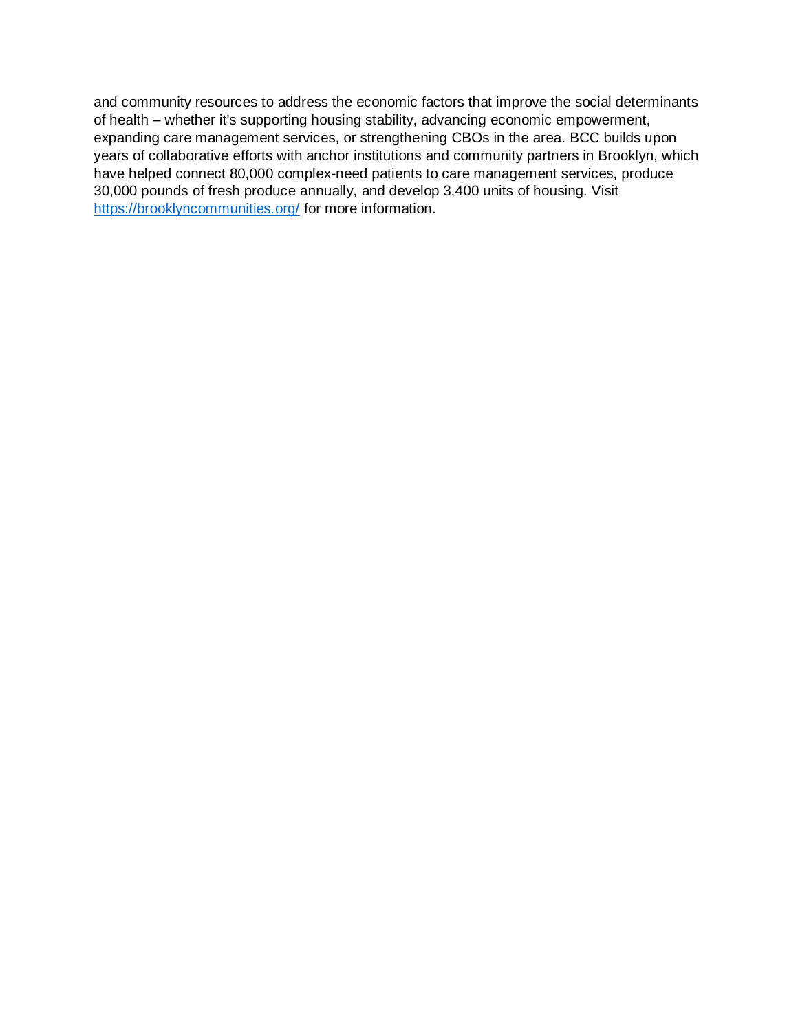and community resources to address the economic factors that improve the social determinants of health – whether it's supporting housing stability, advancing economic empowerment, expanding care management services, or strengthening CBOs in the area. BCC builds upon years of collaborative efforts with anchor institutions and community partners in Brooklyn, which have helped connect 80,000 complex-need patients to care management services, produce 30,000 pounds of fresh produce annually, and develop 3,400 units of housing. Visit https://brooklyncommunities.org/ for more information.